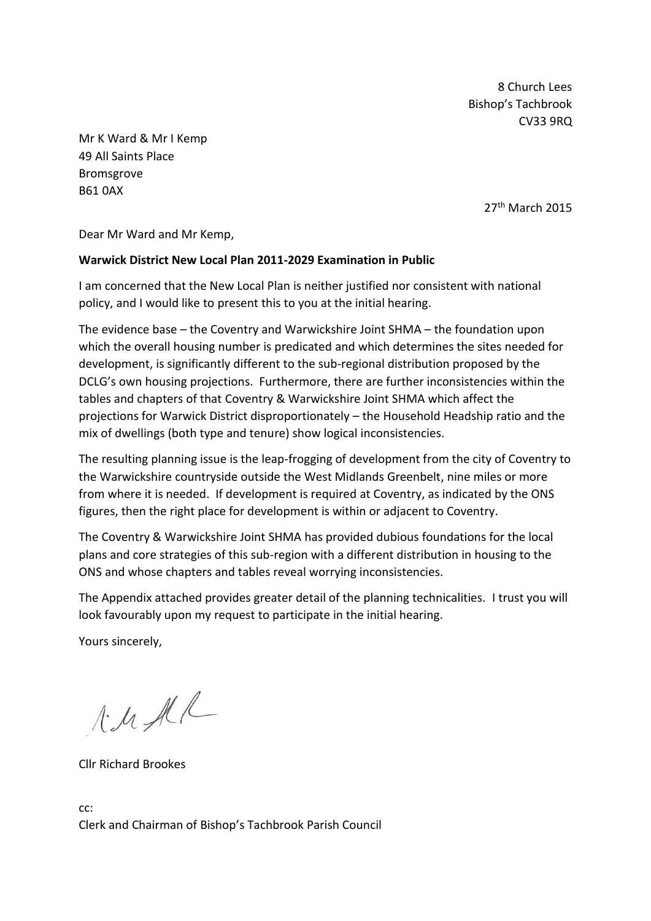8 Church Lees
Bishop's Tachbrook
CV33 9RQ

Mr K Ward & Mr I Kemp
49 All Saints Place
Bromsgrove
B61 0AX

27th March 2015

Dear Mr Ward and Mr Kemp,

**Warwick District New Local Plan 2011-2029 Examination in Public**

I am concerned that the New Local Plan is neither justified nor consistent with national policy, and I would like to present this to you at the initial hearing.

The evidence base – the Coventry and Warwickshire Joint SHMA – the foundation upon which the overall housing number is predicated and which determines the sites needed for development, is significantly different to the sub-regional distribution proposed by the DCLG's own housing projections. Furthermore, there are further inconsistencies within the tables and chapters of that Coventry & Warwickshire Joint SHMA which affect the projections for Warwick District disproportionately – the Household Headship ratio and the mix of dwellings (both type and tenure) show logical inconsistencies.

The resulting planning issue is the leap-frogging of development from the city of Coventry to the Warwickshire countryside outside the West Midlands Greenbelt, nine miles or more from where it is needed. If development is required at Coventry, as indicated by the ONS figures, then the right place for development is within or adjacent to Coventry.

The Coventry & Warwickshire Joint SHMA has provided dubious foundations for the local plans and core strategies of this sub-region with a different distribution in housing to the ONS and whose chapters and tables reveal worrying inconsistencies.

The Appendix attached provides greater detail of the planning technicalities. I trust you will look favourably upon my request to participate in the initial hearing.

Yours sincerely,

Cllr Richard Brookes

cc:
Clerk and Chairman of Bishop's Tachbrook Parish Council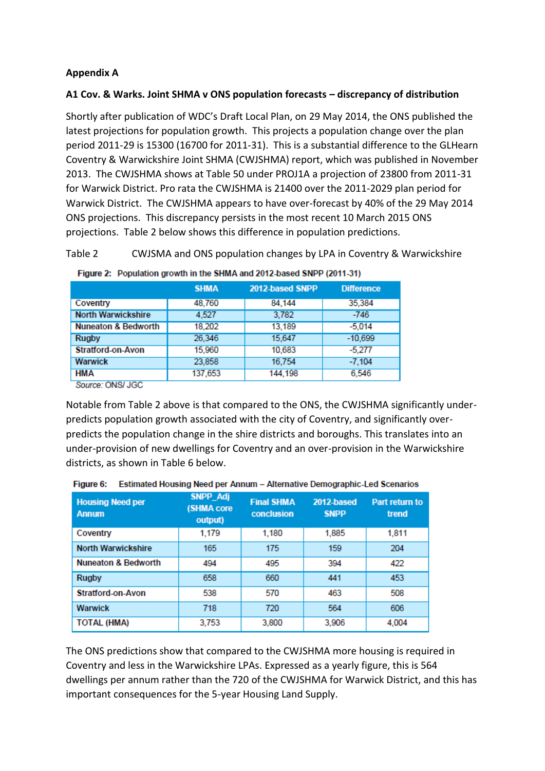**Appendix A**

**A1 Cov. & Warks. Joint SHMA v ONS population forecasts – discrepancy of distribution**

Shortly after publication of WDC's Draft Local Plan, on 29 May 2014, the ONS published the latest projections for population growth. This projects a population change over the plan period 2011-29 is 15300 (16700 for 2011-31). This is a substantial difference to the GLHearn Coventry & Warwickshire Joint SHMA (CWJSHMA) report, which was published in November 2013. The CWJSHMA shows at Table 50 under PROJ1A a projection of 23800 from 2011-31 for Warwick District. Pro rata the CWJSHMA is 21400 over the 2011-2029 plan period for Warwick District. The CWJSHMA appears to have over-forecast by 40% of the 29 May 2014 ONS projections. This discrepancy persists in the most recent 10 March 2015 ONS projections. Table 2 below shows this difference in population predictions.

Table 2 CWJSMA and ONS population changes by LPA in Coventry & Warwickshire

**Figure 2: Population growth in the SHMA and 2012-based SNPP (2011-31)**

| | SHMA | 2012-based SNPP | Difference |
|---|---|---|---|
| Coventry | 48,760 | 84,144 | 35,384 |
| North Warwickshire | 4,527 | 3,782 | -746 |
| Nuneaton & Bedworth | 18,202 | 13,189 | -5,014 |
| Rugby | 26,346 | 15,647 | -10,699 |
| Stratford-on-Avon | 15,960 | 10,683 | -5,277 |
| Warwick | 23,858 | 16,754 | -7,104 |
| HMA | 137,653 | 144,198 | 6,546 |

*Source:* ONS/ JGC

Notable from Table 2 above is that compared to the ONS, the CWJSHMA significantly under-predicts population growth associated with the city of Coventry, and significantly over-predicts the population change in the shire districts and boroughs. This translates into an under-provision of new dwellings for Coventry and an over-provision in the Warwickshire districts, as shown in Table 6 below.

**Figure 6: Estimated Housing Need per Annum – Alternative Demographic-Led Scenarios**

| Housing Need per Annum | SNPP_Adj (SHMA core output) | Final SHMA conclusion | 2012-based SNPP | Part return to trend |
|---|---|---|---|---|
| Coventry | 1,179 | 1,180 | 1,885 | 1,811 |
| North Warwickshire | 165 | 175 | 159 | 204 |
| Nuneaton & Bedworth | 494 | 495 | 394 | 422 |
| Rugby | 658 | 660 | 441 | 453 |
| Stratford-on-Avon | 538 | 570 | 463 | 508 |
| Warwick | 718 | 720 | 564 | 606 |
| TOTAL (HMA) | 3,753 | 3,800 | 3,906 | 4,004 |

The ONS predictions show that compared to the CWJSHMA more housing is required in Coventry and less in the Warwickshire LPAs. Expressed as a yearly figure, this is 564 dwellings per annum rather than the 720 of the CWJSHMA for Warwick District, and this has important consequences for the 5-year Housing Land Supply.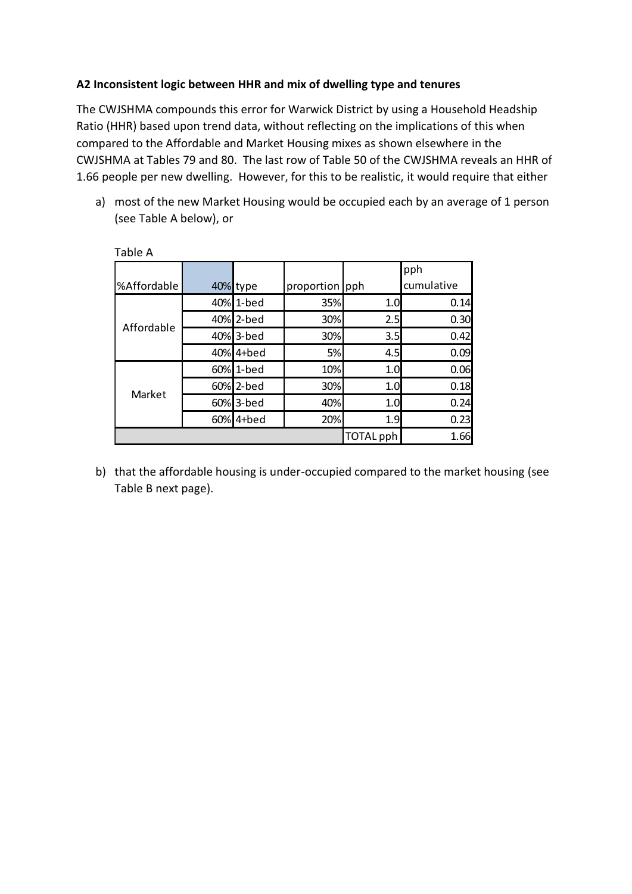**A2 Inconsistent logic between HHR and mix of dwelling type and tenures**

The CWJSHMA compounds this error for Warwick District by using a Household Headship Ratio (HHR) based upon trend data, without reflecting on the implications of this when compared to the Affordable and Market Housing mixes as shown elsewhere in the CWJSHMA at Tables 79 and 80. The last row of Table 50 of the CWJSHMA reveals an HHR of 1.66 people per new dwelling. However, for this to be realistic, it would require that either

a) most of the new Market Housing would be occupied each by an average of 1 person (see Table A below), or

Table A

| %Affordable | 40% | type | proportion | pph | pph cumulative |
|---|---|---|---|---|---|
| Affordable | 40% | 1-bed | 35% | 1.0 | 0.14 |
| | 40% | 2-bed | 30% | 2.5 | 0.30 |
| | 40% | 3-bed | 30% | 3.5 | 0.42 |
| | 40% | 4+bed | 5% | 4.5 | 0.09 |
| Market | 60% | 1-bed | 10% | 1.0 | 0.06 |
| | 60% | 2-bed | 30% | 1.0 | 0.18 |
| | 60% | 3-bed | 40% | 1.0 | 0.24 |
| | 60% | 4+bed | 20% | 1.9 | 0.23 |
| | | | | TOTAL pph | 1.66 |

b) that the affordable housing is under-occupied compared to the market housing (see Table B next page).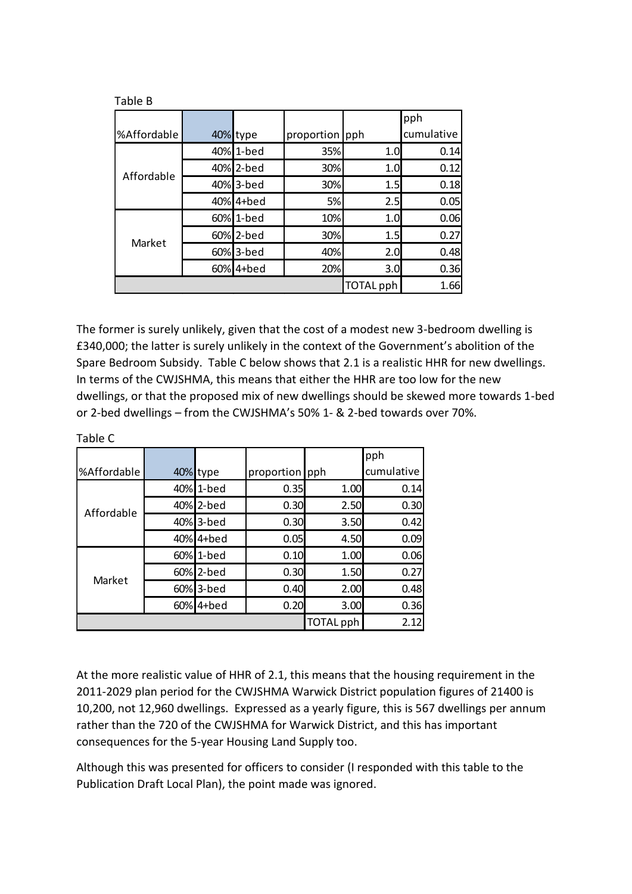Table B

| %Affordable | 40% | type | proportion | pph | pph cumulative |
|---|---|---|---|---|---|
| Affordable | 40% | 1-bed | 35% | 1.0 | 0.14 |
| | 40% | 2-bed | 30% | 1.0 | 0.12 |
| | 40% | 3-bed | 30% | 1.5 | 0.18 |
| | 40% | 4+bed | 5% | 2.5 | 0.05 |
| Market | 60% | 1-bed | 10% | 1.0 | 0.06 |
| | 60% | 2-bed | 30% | 1.5 | 0.27 |
| | 60% | 3-bed | 40% | 2.0 | 0.48 |
| | 60% | 4+bed | 20% | 3.0 | 0.36 |
| | | | | TOTAL pph | 1.66 |

The former is surely unlikely, given that the cost of a modest new 3-bedroom dwelling is £340,000; the latter is surely unlikely in the context of the Government's abolition of the Spare Bedroom Subsidy. Table C below shows that 2.1 is a realistic HHR for new dwellings. In terms of the CWJSHMA, this means that either the HHR are too low for the new dwellings, or that the proposed mix of new dwellings should be skewed more towards 1-bed or 2-bed dwellings – from the CWJSHMA's 50% 1- & 2-bed towards over 70%.

Table C

| %Affordable | 40% | type | proportion | pph | pph cumulative |
|---|---|---|---|---|---|
| Affordable | 40% | 1-bed | 0.35 | 1.00 | 0.14 |
| | 40% | 2-bed | 0.30 | 2.50 | 0.30 |
| | 40% | 3-bed | 0.30 | 3.50 | 0.42 |
| | 40% | 4+bed | 0.05 | 4.50 | 0.09 |
| Market | 60% | 1-bed | 0.10 | 1.00 | 0.06 |
| | 60% | 2-bed | 0.30 | 1.50 | 0.27 |
| | 60% | 3-bed | 0.40 | 2.00 | 0.48 |
| | 60% | 4+bed | 0.20 | 3.00 | 0.36 |
| | | | | TOTAL pph | 2.12 |

At the more realistic value of HHR of 2.1, this means that the housing requirement in the 2011-2029 plan period for the CWJSHMA Warwick District population figures of 21400 is 10,200, not 12,960 dwellings. Expressed as a yearly figure, this is 567 dwellings per annum rather than the 720 of the CWJSHMA for Warwick District, and this has important consequences for the 5-year Housing Land Supply too.

Although this was presented for officers to consider (I responded with this table to the Publication Draft Local Plan), the point made was ignored.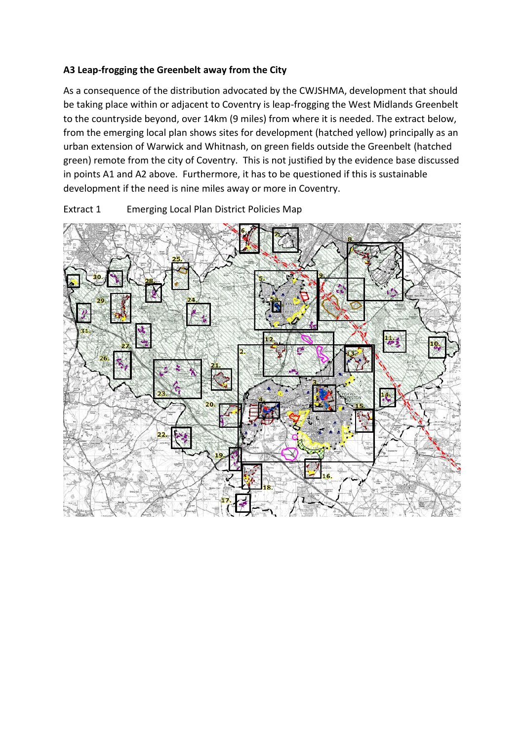### A3 Leap-frogging the Greenbelt away from the City

As a consequence of the distribution advocated by the CWJSHMA, development that should be taking place within or adjacent to Coventry is leap-frogging the West Midlands Greenbelt to the countryside beyond, over 14km (9 miles) from where it is needed. The extract below, from the emerging local plan shows sites for development (hatched yellow) principally as an urban extension of Warwick and Whitnash, on green fields outside the Greenbelt (hatched green) remote from the city of Coventry. This is not justified by the evidence base discussed in points A1 and A2 above. Furthermore, it has to be questioned if this is sustainable development if the need is nine miles away or more in Coventry.

Extract 1 Emerging Local Plan District Policies Map